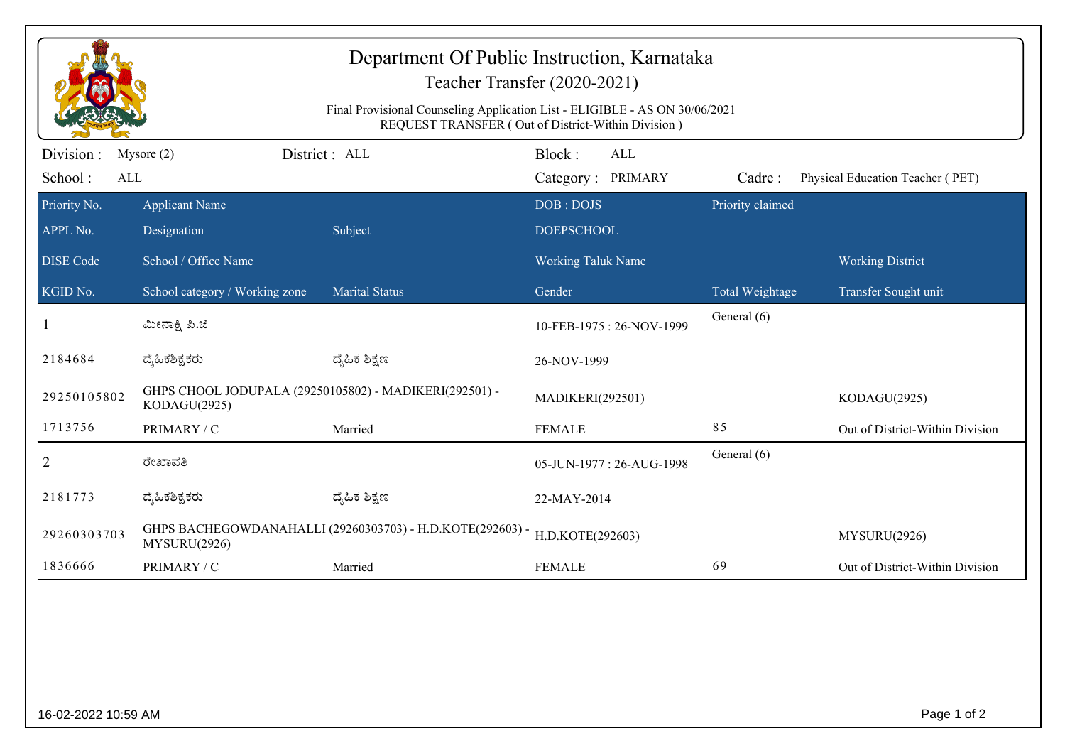# Department Of Public Instruction, Karnataka

Teacher Transfer (2020-2021)

Final Provisional Counseling Application List - ELIGIBLE - AS ON 30/06/2021
REQUEST TRANSFER ( Out of District-Within Division )

Division : Mysore (2) District : ALL Block : ALL
School : ALL Category : PRIMARY Cadre : Physical Education Teacher ( PET)

| Priority No. | Applicant Name | | DOB : DOJS | Priority claimed | |
|---|---|---|---|---|---|
| APPL No. | Designation | Subject | DOEPSCHOOL | | |
| DISE Code | School / Office Name | | Working Taluk Name | | Working District |
| KGID No. | School category / Working zone | Marital Status | Gender | Total Weightage | Transfer Sought unit |
| 1 | ಮೀನಾಕ್ಷಿ ಪಿ.ಜಿ | | 10-FEB-1975 : 26-NOV-1999 | General (6) | |
| 2184684 | ದೈಹಿಕಶಿಕ್ಷಕರು | ದೈಹಿಕ ಶಿಕ್ಷಣ | 26-NOV-1999 | | |
| 29250105802 | GHPS CHOOL JODUPALA (29250105802) - MADIKERI(292501) - KODAGU(2925) | | MADIKERI(292501) | | KODAGU(2925) |
| 1713756 | PRIMARY / C | Married | FEMALE | 85 | Out of District-Within Division |
| 2 | ರೇಖಾವತಿ | | 05-JUN-1977 : 26-AUG-1998 | General (6) | |
| 2181773 | ದೈಹಿಕಶಿಕ್ಷಕರು | ದೈಹಿಕ ಶಿಕ್ಷಣ | 22-MAY-2014 | | |
| 29260303703 | GHPS BACHEGOWDANAHALLI (29260303703) - H.D.KOTE(292603) - MYSURU(2926) | | H.D.KOTE(292603) | | MYSURU(2926) |
| 1836666 | PRIMARY / C | Married | FEMALE | 69 | Out of District-Within Division |

16-02-2022 10:59 AM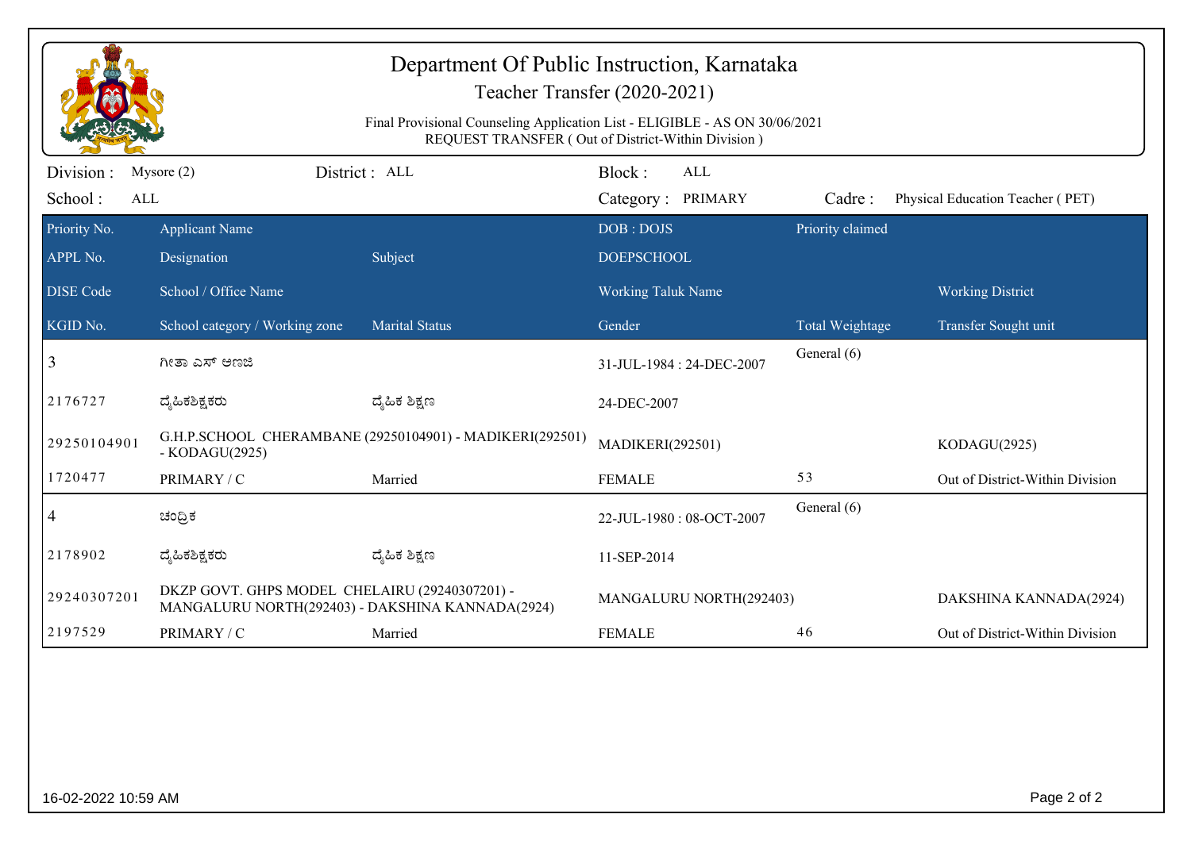# Department Of Public Instruction, Karnataka

Teacher Transfer (2020-2021)

Final Provisional Counseling Application List - ELIGIBLE - AS ON 30/06/2021

REQUEST TRANSFER ( Out of District-Within Division )

Division : Mysore (2) District : ALL Block : ALL

School : ALL Category : PRIMARY Cadre : Physical Education Teacher ( PET)

| Priority No. / APPL No. / DISE Code / KGID No. | Applicant Name / Designation / School / Office Name / School category / Working zone | Subject / Marital Status | DOB : DOJS / DOEPSCHOOL / Working Taluk Name / Gender | Priority claimed / Total Weightage | Working District / Transfer Sought unit |
|---|---|---|---|---|---|
| 3 | ಗೀತಾ ಎಸ್ ಅಣಜಿ | | 31-JUL-1984 : 24-DEC-2007 | General (6) | |
| 2176727 | ದೈಹಿಕಶಿಕ್ಷಕರು | ದೈಹಿಕ ಶಿಕ್ಷಣ | 24-DEC-2007 | | |
| 29250104901 | G.H.P.SCHOOL CHERAMBANE (29250104901) - MADIKERI(292501) - KODAGU(2925) | | MADIKERI(292501) | | KODAGU(2925) |
| 1720477 | PRIMARY / C | Married | FEMALE | 53 | Out of District-Within Division |
| 4 | ಚಂದ್ರಿಕ | | 22-JUL-1980 : 08-OCT-2007 | General (6) | |
| 2178902 | ದೈಹಿಕಶಿಕ್ಷಕರು | ದೈಹಿಕ ಶಿಕ್ಷಣ | 11-SEP-2014 | | |
| 29240307201 | DKZP GOVT. GHPS MODEL CHELAIRU (29240307201) - MANGALURU NORTH(292403) - DAKSHINA KANNADA(2924) | | MANGALURU NORTH(292403) | | DAKSHINA KANNADA(2924) |
| 2197529 | PRIMARY / C | Married | FEMALE | 46 | Out of District-Within Division |

16-02-2022 10:59 AM